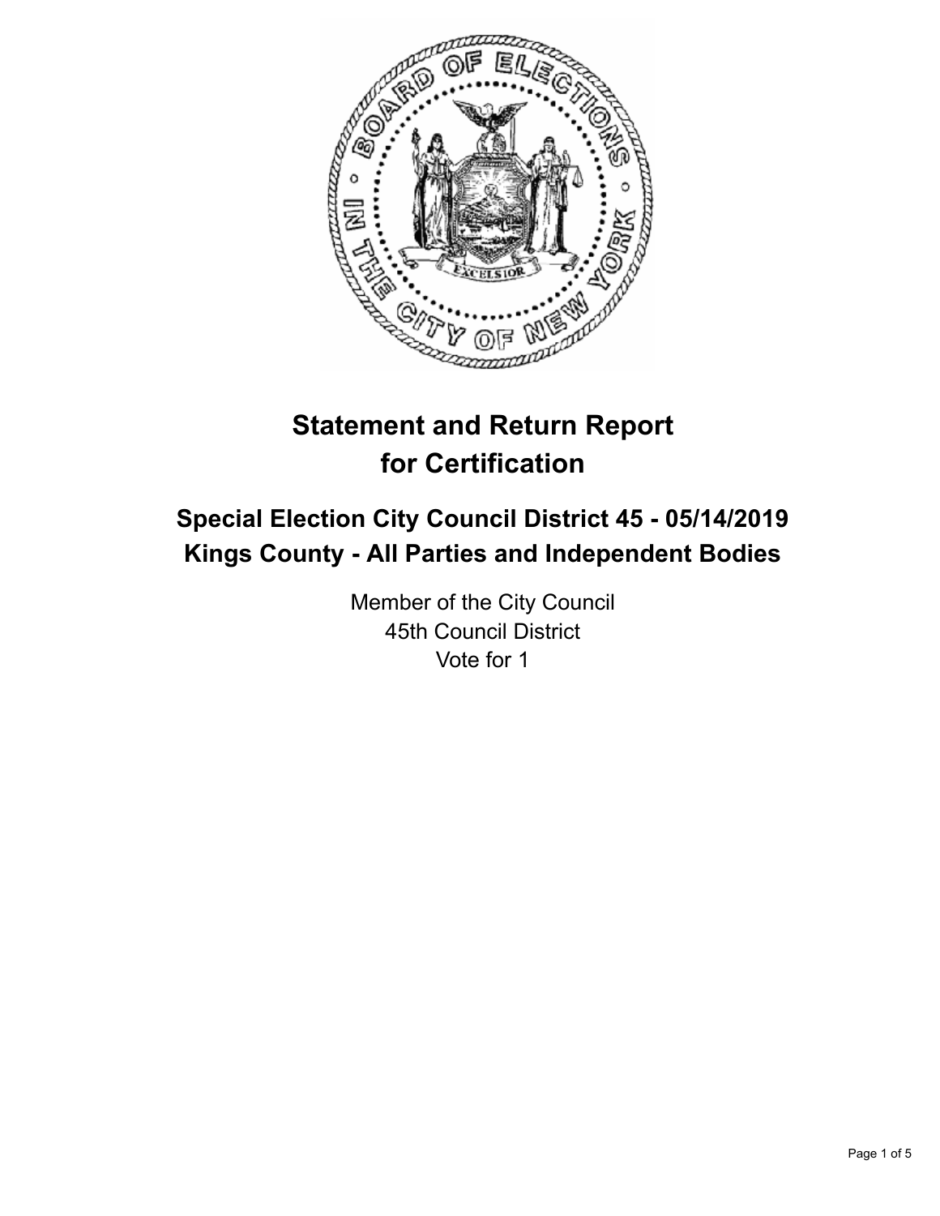# Statement and Return Report for Certification

## Special Election City Council District 45 - 05/14/2019
## Kings County - All Parties and Independent Bodies

Member of the City Council
45th Council District
Vote for 1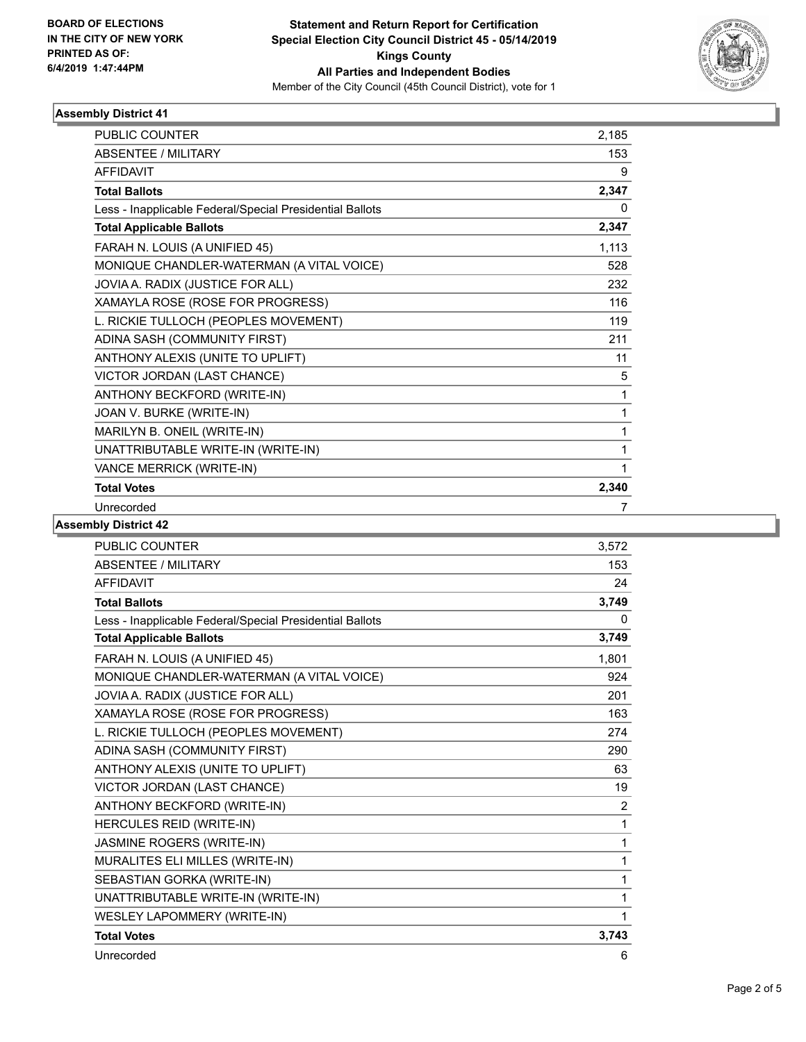**BOARD OF ELECTIONS IN THE CITY OF NEW YORK PRINTED AS OF: 6/4/2019 1:47:44PM**

**Statement and Return Report for Certification Special Election City Council District 45 - 05/14/2019 Kings County All Parties and Independent Bodies**

Member of the City Council (45th Council District), vote for 1

## Assembly District 41

| | |
|---|---|
| PUBLIC COUNTER | 2,185 |
| ABSENTEE / MILITARY | 153 |
| AFFIDAVIT | 9 |
| **Total Ballots** | **2,347** |
| Less - Inapplicable Federal/Special Presidential Ballots | 0 |
| **Total Applicable Ballots** | **2,347** |
| FARAH N. LOUIS (A UNIFIED 45) | 1,113 |
| MONIQUE CHANDLER-WATERMAN (A VITAL VOICE) | 528 |
| JOVIA A. RADIX (JUSTICE FOR ALL) | 232 |
| XAMAYLA ROSE (ROSE FOR PROGRESS) | 116 |
| L. RICKIE TULLOCH (PEOPLES MOVEMENT) | 119 |
| ADINA SASH (COMMUNITY FIRST) | 211 |
| ANTHONY ALEXIS (UNITE TO UPLIFT) | 11 |
| VICTOR JORDAN (LAST CHANCE) | 5 |
| ANTHONY BECKFORD (WRITE-IN) | 1 |
| JOAN V. BURKE (WRITE-IN) | 1 |
| MARILYN B. ONEIL (WRITE-IN) | 1 |
| UNATTRIBUTABLE WRITE-IN (WRITE-IN) | 1 |
| VANCE MERRICK (WRITE-IN) | 1 |
| **Total Votes** | **2,340** |
| Unrecorded | 7 |

## Assembly District 42

| | |
|---|---|
| PUBLIC COUNTER | 3,572 |
| ABSENTEE / MILITARY | 153 |
| AFFIDAVIT | 24 |
| **Total Ballots** | **3,749** |
| Less - Inapplicable Federal/Special Presidential Ballots | 0 |
| **Total Applicable Ballots** | **3,749** |
| FARAH N. LOUIS (A UNIFIED 45) | 1,801 |
| MONIQUE CHANDLER-WATERMAN (A VITAL VOICE) | 924 |
| JOVIA A. RADIX (JUSTICE FOR ALL) | 201 |
| XAMAYLA ROSE (ROSE FOR PROGRESS) | 163 |
| L. RICKIE TULLOCH (PEOPLES MOVEMENT) | 274 |
| ADINA SASH (COMMUNITY FIRST) | 290 |
| ANTHONY ALEXIS (UNITE TO UPLIFT) | 63 |
| VICTOR JORDAN (LAST CHANCE) | 19 |
| ANTHONY BECKFORD (WRITE-IN) | 2 |
| HERCULES REID (WRITE-IN) | 1 |
| JASMINE ROGERS (WRITE-IN) | 1 |
| MURALITES ELI MILLES (WRITE-IN) | 1 |
| SEBASTIAN GORKA (WRITE-IN) | 1 |
| UNATTRIBUTABLE WRITE-IN (WRITE-IN) | 1 |
| WESLEY LAPOMMERY (WRITE-IN) | 1 |
| **Total Votes** | **3,743** |
| Unrecorded | 6 |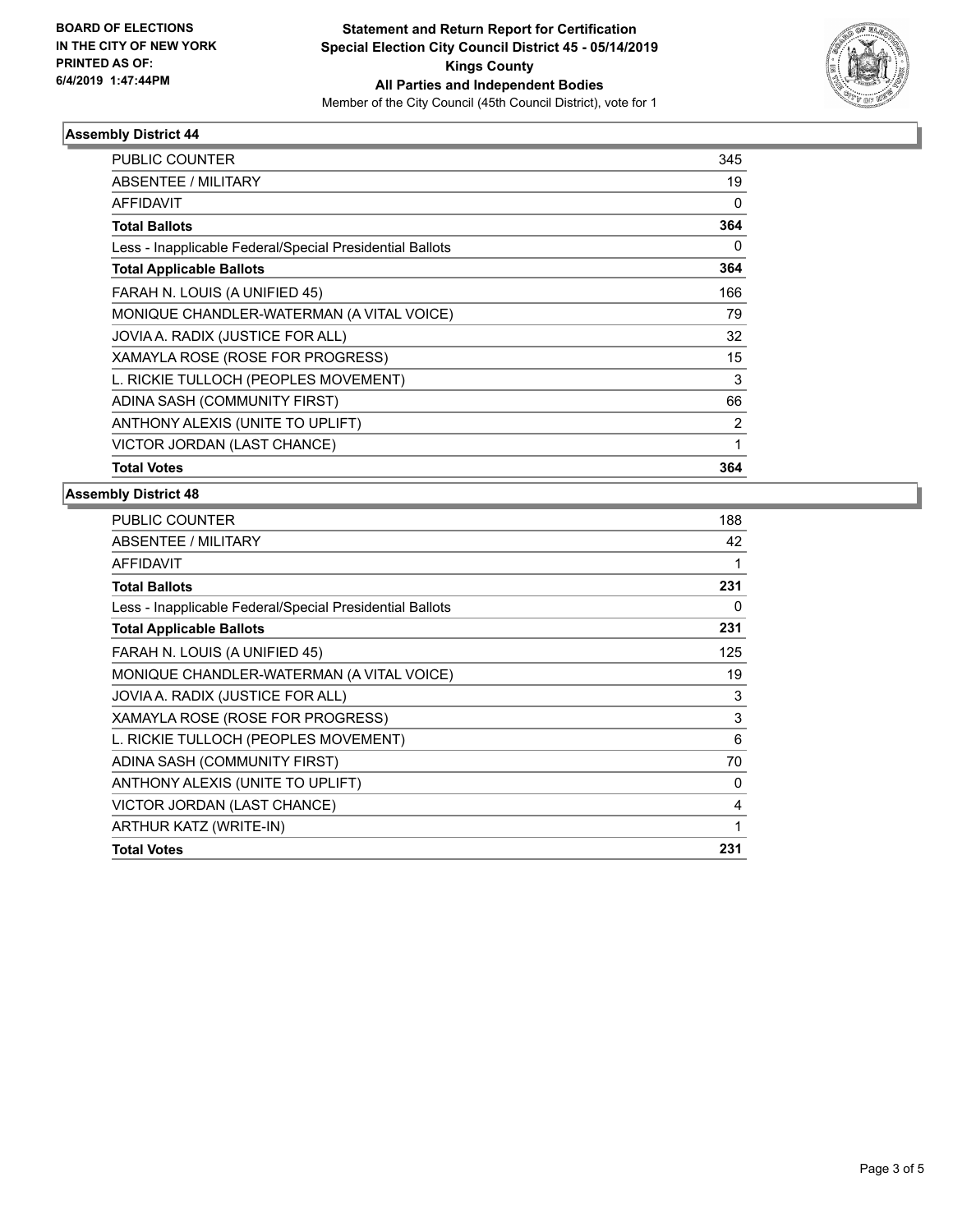BOARD OF ELECTIONS
IN THE CITY OF NEW YORK
PRINTED AS OF:
6/4/2019 1:47:44PM

**Statement and Return Report for Certification**
**Special Election City Council District 45 - 05/14/2019**
**Kings County**
**All Parties and Independent Bodies**
Member of the City Council (45th Council District), vote for 1

### Assembly District 44

| | |
|---|---|
| PUBLIC COUNTER | 345 |
| ABSENTEE / MILITARY | 19 |
| AFFIDAVIT | 0 |
| **Total Ballots** | **364** |
| Less - Inapplicable Federal/Special Presidential Ballots | 0 |
| **Total Applicable Ballots** | **364** |
| FARAH N. LOUIS (A UNIFIED 45) | 166 |
| MONIQUE CHANDLER-WATERMAN (A VITAL VOICE) | 79 |
| JOVIA A. RADIX (JUSTICE FOR ALL) | 32 |
| XAMAYLA ROSE (ROSE FOR PROGRESS) | 15 |
| L. RICKIE TULLOCH (PEOPLES MOVEMENT) | 3 |
| ADINA SASH (COMMUNITY FIRST) | 66 |
| ANTHONY ALEXIS (UNITE TO UPLIFT) | 2 |
| VICTOR JORDAN (LAST CHANCE) | 1 |
| **Total Votes** | **364** |

### Assembly District 48

| | |
|---|---|
| PUBLIC COUNTER | 188 |
| ABSENTEE / MILITARY | 42 |
| AFFIDAVIT | 1 |
| **Total Ballots** | **231** |
| Less - Inapplicable Federal/Special Presidential Ballots | 0 |
| **Total Applicable Ballots** | **231** |
| FARAH N. LOUIS (A UNIFIED 45) | 125 |
| MONIQUE CHANDLER-WATERMAN (A VITAL VOICE) | 19 |
| JOVIA A. RADIX (JUSTICE FOR ALL) | 3 |
| XAMAYLA ROSE (ROSE FOR PROGRESS) | 3 |
| L. RICKIE TULLOCH (PEOPLES MOVEMENT) | 6 |
| ADINA SASH (COMMUNITY FIRST) | 70 |
| ANTHONY ALEXIS (UNITE TO UPLIFT) | 0 |
| VICTOR JORDAN (LAST CHANCE) | 4 |
| ARTHUR KATZ (WRITE-IN) | 1 |
| **Total Votes** | **231** |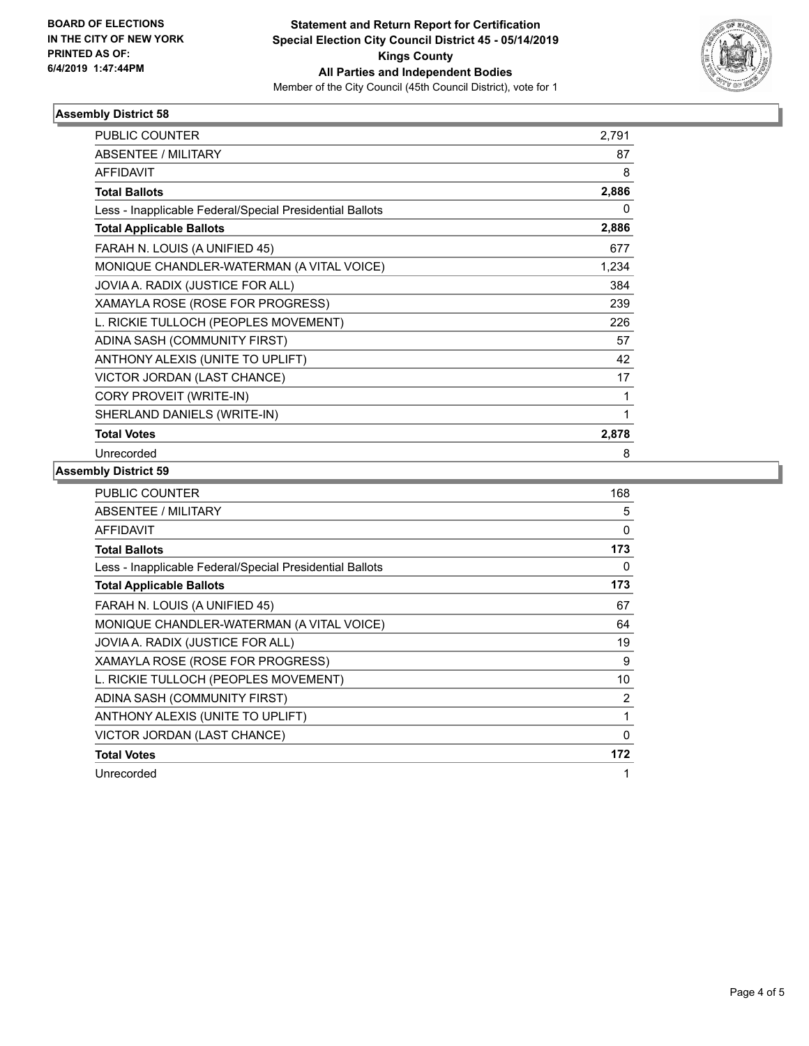**BOARD OF ELECTIONS IN THE CITY OF NEW YORK PRINTED AS OF: 6/4/2019 1:47:44PM**

**Statement and Return Report for Certification Special Election City Council District 45 - 05/14/2019 Kings County All Parties and Independent Bodies**

Member of the City Council (45th Council District), vote for 1

## Assembly District 58

| | |
|---|---|
| PUBLIC COUNTER | 2,791 |
| ABSENTEE / MILITARY | 87 |
| AFFIDAVIT | 8 |
| **Total Ballots** | **2,886** |
| Less - Inapplicable Federal/Special Presidential Ballots | 0 |
| **Total Applicable Ballots** | **2,886** |
| FARAH N. LOUIS (A UNIFIED 45) | 677 |
| MONIQUE CHANDLER-WATERMAN (A VITAL VOICE) | 1,234 |
| JOVIA A. RADIX (JUSTICE FOR ALL) | 384 |
| XAMAYLA ROSE (ROSE FOR PROGRESS) | 239 |
| L. RICKIE TULLOCH (PEOPLES MOVEMENT) | 226 |
| ADINA SASH (COMMUNITY FIRST) | 57 |
| ANTHONY ALEXIS (UNITE TO UPLIFT) | 42 |
| VICTOR JORDAN (LAST CHANCE) | 17 |
| CORY PROVEIT (WRITE-IN) | 1 |
| SHERLAND DANIELS (WRITE-IN) | 1 |
| **Total Votes** | **2,878** |
| Unrecorded | 8 |

## Assembly District 59

| | |
|---|---|
| PUBLIC COUNTER | 168 |
| ABSENTEE / MILITARY | 5 |
| AFFIDAVIT | 0 |
| **Total Ballots** | **173** |
| Less - Inapplicable Federal/Special Presidential Ballots | 0 |
| **Total Applicable Ballots** | **173** |
| FARAH N. LOUIS (A UNIFIED 45) | 67 |
| MONIQUE CHANDLER-WATERMAN (A VITAL VOICE) | 64 |
| JOVIA A. RADIX (JUSTICE FOR ALL) | 19 |
| XAMAYLA ROSE (ROSE FOR PROGRESS) | 9 |
| L. RICKIE TULLOCH (PEOPLES MOVEMENT) | 10 |
| ADINA SASH (COMMUNITY FIRST) | 2 |
| ANTHONY ALEXIS (UNITE TO UPLIFT) | 1 |
| VICTOR JORDAN (LAST CHANCE) | 0 |
| **Total Votes** | **172** |
| Unrecorded | 1 |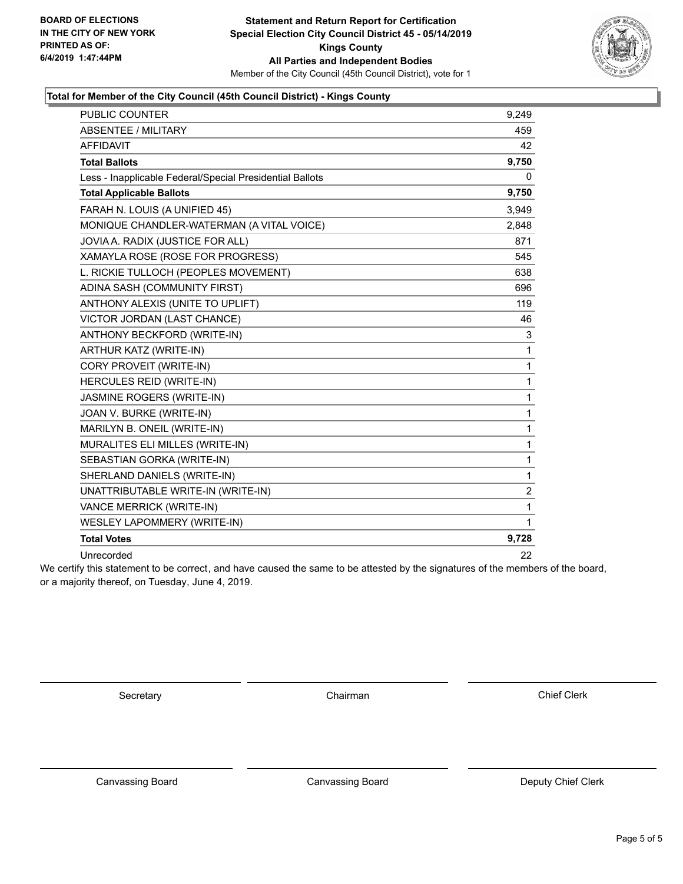**BOARD OF ELECTIONS IN THE CITY OF NEW YORK PRINTED AS OF: 6/4/2019 1:47:44PM**

**Statement and Return Report for Certification**
**Special Election City Council District 45 - 05/14/2019**
**Kings County**
**All Parties and Independent Bodies**
Member of the City Council (45th Council District), vote for 1

### Total for Member of the City Council (45th Council District) - Kings County

| | |
|---|---|
| PUBLIC COUNTER | 9,249 |
| ABSENTEE / MILITARY | 459 |
| AFFIDAVIT | 42 |
| **Total Ballots** | **9,750** |
| Less - Inapplicable Federal/Special Presidential Ballots | 0 |
| **Total Applicable Ballots** | **9,750** |
| FARAH N. LOUIS (A UNIFIED 45) | 3,949 |
| MONIQUE CHANDLER-WATERMAN (A VITAL VOICE) | 2,848 |
| JOVIA A. RADIX (JUSTICE FOR ALL) | 871 |
| XAMAYLA ROSE (ROSE FOR PROGRESS) | 545 |
| L. RICKIE TULLOCH (PEOPLES MOVEMENT) | 638 |
| ADINA SASH (COMMUNITY FIRST) | 696 |
| ANTHONY ALEXIS (UNITE TO UPLIFT) | 119 |
| VICTOR JORDAN (LAST CHANCE) | 46 |
| ANTHONY BECKFORD (WRITE-IN) | 3 |
| ARTHUR KATZ (WRITE-IN) | 1 |
| CORY PROVEIT (WRITE-IN) | 1 |
| HERCULES REID (WRITE-IN) | 1 |
| JASMINE ROGERS (WRITE-IN) | 1 |
| JOAN V. BURKE (WRITE-IN) | 1 |
| MARILYN B. ONEIL (WRITE-IN) | 1 |
| MURALITES ELI MILLES (WRITE-IN) | 1 |
| SEBASTIAN GORKA (WRITE-IN) | 1 |
| SHERLAND DANIELS (WRITE-IN) | 1 |
| UNATTRIBUTABLE WRITE-IN (WRITE-IN) | 2 |
| VANCE MERRICK (WRITE-IN) | 1 |
| WESLEY LAPOMMERY (WRITE-IN) | 1 |
| **Total Votes** | **9,728** |
| Unrecorded | 22 |

We certify this statement to be correct, and have caused the same to be attested by the signatures of the members of the board, or a majority thereof, on Tuesday, June 4, 2019.

Secretary | Chairman | Chief Clerk

Canvassing Board | Canvassing Board | Deputy Chief Clerk